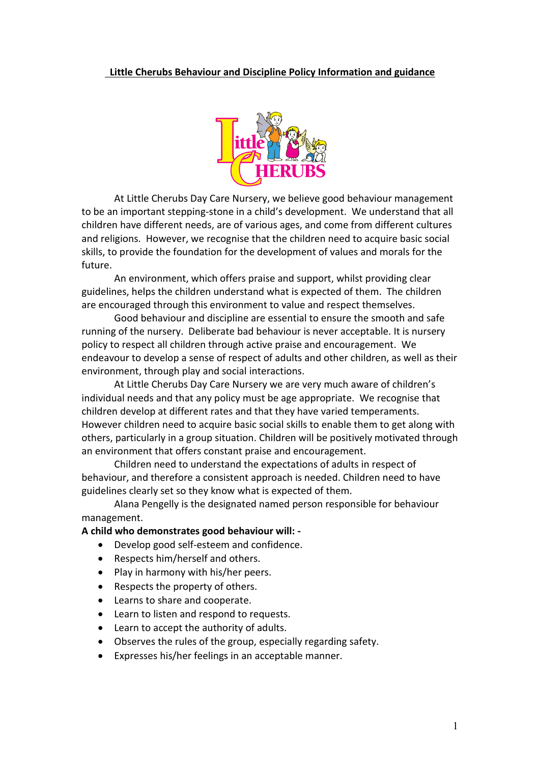**Little Cherubs Behaviour and Discipline Policy Information and guidance**

At Little Cherubs Day Care Nursery, we believe good behaviour management to be an important stepping-stone in a child's development. We understand that all children have different needs, are of various ages, and come from different cultures and religions. However, we recognise that the children need to acquire basic social skills, to provide the foundation for the development of values and morals for the future.

An environment, which offers praise and support, whilst providing clear guidelines, helps the children understand what is expected of them. The children are encouraged through this environment to value and respect themselves.

Good behaviour and discipline are essential to ensure the smooth and safe running of the nursery. Deliberate bad behaviour is never acceptable. It is nursery policy to respect all children through active praise and encouragement. We endeavour to develop a sense of respect of adults and other children, as well as their environment, through play and social interactions.

At Little Cherubs Day Care Nursery we are very much aware of children's individual needs and that any policy must be age appropriate. We recognise that children develop at different rates and that they have varied temperaments. However children need to acquire basic social skills to enable them to get along with others, particularly in a group situation. Children will be positively motivated through an environment that offers constant praise and encouragement.

Children need to understand the expectations of adults in respect of behaviour, and therefore a consistent approach is needed. Children need to have guidelines clearly set so they know what is expected of them.

Alana Pengelly is the designated named person responsible for behaviour management.

**A child who demonstrates good behaviour will: -**

- Develop good self-esteem and confidence.
- Respects him/herself and others.
- Play in harmony with his/her peers.
- Respects the property of others.
- Learns to share and cooperate.
- Learn to listen and respond to requests.
- Learn to accept the authority of adults.
- Observes the rules of the group, especially regarding safety.
- Expresses his/her feelings in an acceptable manner.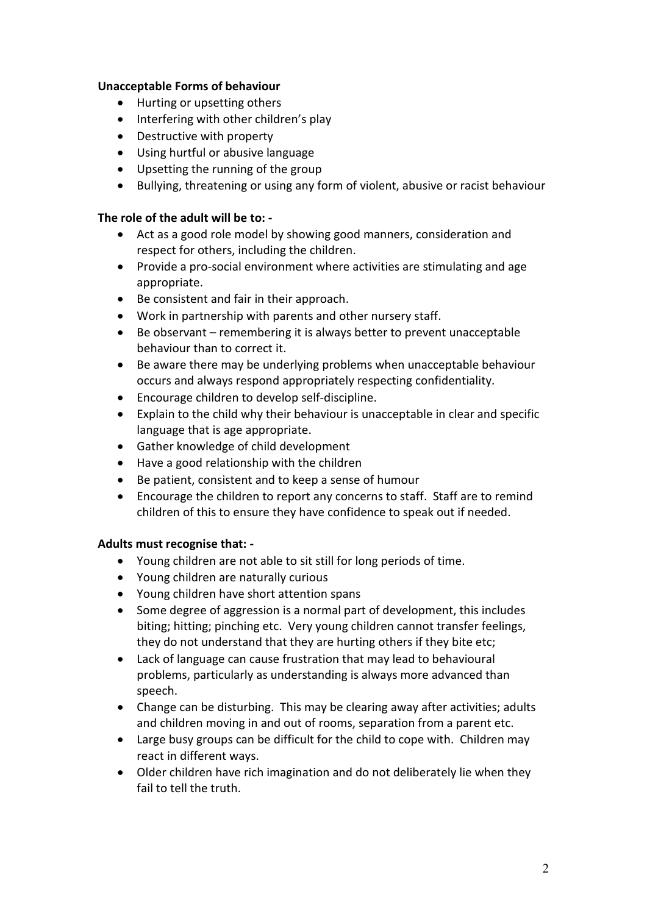**Unacceptable Forms of behaviour**

- Hurting or upsetting others
- Interfering with other children's play
- Destructive with property
- Using hurtful or abusive language
- Upsetting the running of the group
- Bullying, threatening or using any form of violent, abusive or racist behaviour

**The role of the adult will be to: -**

- Act as a good role model by showing good manners, consideration and respect for others, including the children.
- Provide a pro-social environment where activities are stimulating and age appropriate.
- Be consistent and fair in their approach.
- Work in partnership with parents and other nursery staff.
- Be observant – remembering it is always better to prevent unacceptable behaviour than to correct it.
- Be aware there may be underlying problems when unacceptable behaviour occurs and always respond appropriately respecting confidentiality.
- Encourage children to develop self-discipline.
- Explain to the child why their behaviour is unacceptable in clear and specific language that is age appropriate.
- Gather knowledge of child development
- Have a good relationship with the children
- Be patient, consistent and to keep a sense of humour
- Encourage the children to report any concerns to staff. Staff are to remind children of this to ensure they have confidence to speak out if needed.

**Adults must recognise that: -**

- Young children are not able to sit still for long periods of time.
- Young children are naturally curious
- Young children have short attention spans
- Some degree of aggression is a normal part of development, this includes biting; hitting; pinching etc. Very young children cannot transfer feelings, they do not understand that they are hurting others if they bite etc;
- Lack of language can cause frustration that may lead to behavioural problems, particularly as understanding is always more advanced than speech.
- Change can be disturbing. This may be clearing away after activities; adults and children moving in and out of rooms, separation from a parent etc.
- Large busy groups can be difficult for the child to cope with. Children may react in different ways.
- Older children have rich imagination and do not deliberately lie when they fail to tell the truth.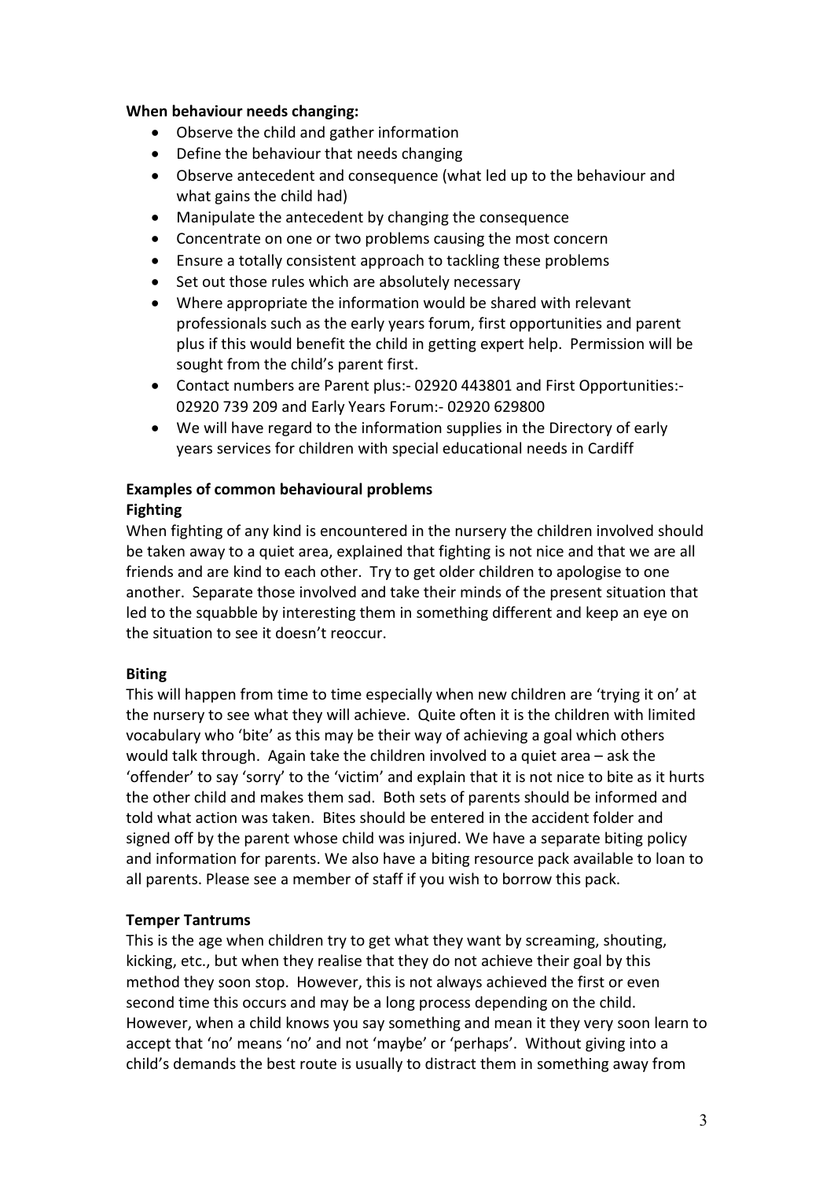**When behaviour needs changing:**

- Observe the child and gather information
- Define the behaviour that needs changing
- Observe antecedent and consequence (what led up to the behaviour and what gains the child had)
- Manipulate the antecedent by changing the consequence
- Concentrate on one or two problems causing the most concern
- Ensure a totally consistent approach to tackling these problems
- Set out those rules which are absolutely necessary
- Where appropriate the information would be shared with relevant professionals such as the early years forum, first opportunities and parent plus if this would benefit the child in getting expert help. Permission will be sought from the child's parent first.
- Contact numbers are Parent plus:- 02920 443801 and First Opportunities:- 02920 739 209 and Early Years Forum:- 02920 629800
- We will have regard to the information supplies in the Directory of early years services for children with special educational needs in Cardiff

**Examples of common behavioural problems**

**Fighting**

When fighting of any kind is encountered in the nursery the children involved should be taken away to a quiet area, explained that fighting is not nice and that we are all friends and are kind to each other. Try to get older children to apologise to one another. Separate those involved and take their minds of the present situation that led to the squabble by interesting them in something different and keep an eye on the situation to see it doesn't reoccur.

**Biting**

This will happen from time to time especially when new children are 'trying it on' at the nursery to see what they will achieve. Quite often it is the children with limited vocabulary who 'bite' as this may be their way of achieving a goal which others would talk through. Again take the children involved to a quiet area – ask the 'offender' to say 'sorry' to the 'victim' and explain that it is not nice to bite as it hurts the other child and makes them sad. Both sets of parents should be informed and told what action was taken. Bites should be entered in the accident folder and signed off by the parent whose child was injured. We have a separate biting policy and information for parents. We also have a biting resource pack available to loan to all parents. Please see a member of staff if you wish to borrow this pack.

**Temper Tantrums**

This is the age when children try to get what they want by screaming, shouting, kicking, etc., but when they realise that they do not achieve their goal by this method they soon stop. However, this is not always achieved the first or even second time this occurs and may be a long process depending on the child. However, when a child knows you say something and mean it they very soon learn to accept that 'no' means 'no' and not 'maybe' or 'perhaps'. Without giving into a child's demands the best route is usually to distract them in something away from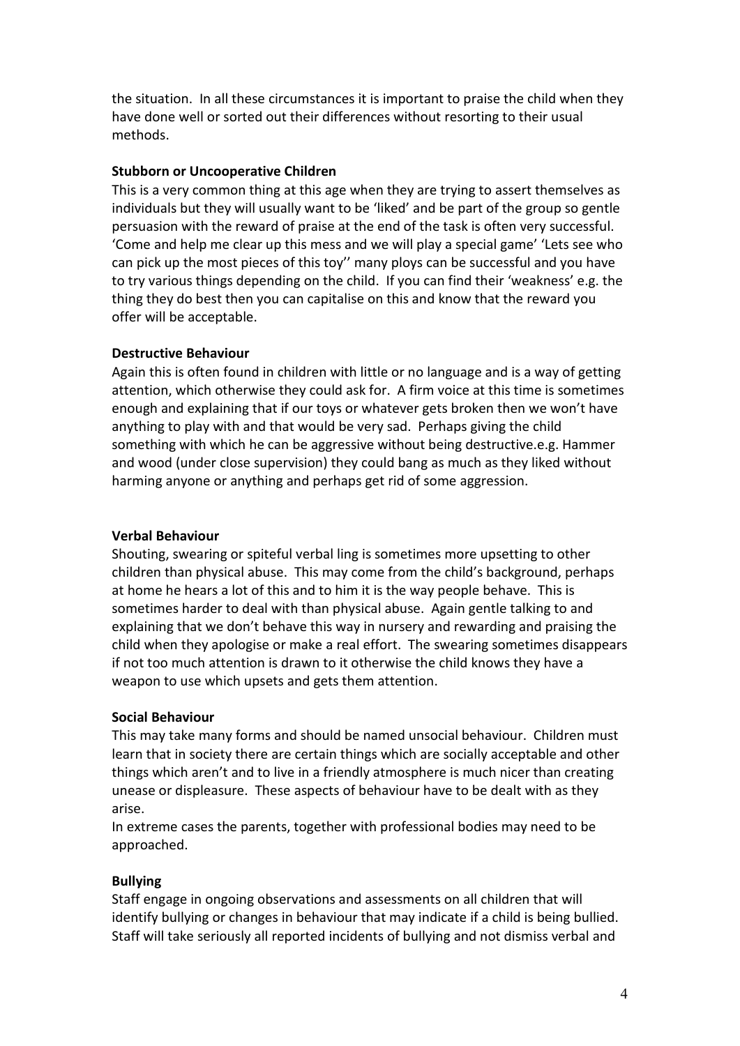the situation. In all these circumstances it is important to praise the child when they have done well or sorted out their differences without resorting to their usual methods.

**Stubborn or Uncooperative Children**

This is a very common thing at this age when they are trying to assert themselves as individuals but they will usually want to be 'liked' and be part of the group so gentle persuasion with the reward of praise at the end of the task is often very successful. 'Come and help me clear up this mess and we will play a special game' 'Lets see who can pick up the most pieces of this toy'' many ploys can be successful and you have to try various things depending on the child. If you can find their 'weakness' e.g. the thing they do best then you can capitalise on this and know that the reward you offer will be acceptable.

**Destructive Behaviour**

Again this is often found in children with little or no language and is a way of getting attention, which otherwise they could ask for. A firm voice at this time is sometimes enough and explaining that if our toys or whatever gets broken then we won't have anything to play with and that would be very sad. Perhaps giving the child something with which he can be aggressive without being destructive.e.g. Hammer and wood (under close supervision) they could bang as much as they liked without harming anyone or anything and perhaps get rid of some aggression.

**Verbal Behaviour**

Shouting, swearing or spiteful verbal ling is sometimes more upsetting to other children than physical abuse. This may come from the child's background, perhaps at home he hears a lot of this and to him it is the way people behave. This is sometimes harder to deal with than physical abuse. Again gentle talking to and explaining that we don't behave this way in nursery and rewarding and praising the child when they apologise or make a real effort. The swearing sometimes disappears if not too much attention is drawn to it otherwise the child knows they have a weapon to use which upsets and gets them attention.

**Social Behaviour**

This may take many forms and should be named unsocial behaviour. Children must learn that in society there are certain things which are socially acceptable and other things which aren't and to live in a friendly atmosphere is much nicer than creating unease or displeasure. These aspects of behaviour have to be dealt with as they arise.

In extreme cases the parents, together with professional bodies may need to be approached.

**Bullying**

Staff engage in ongoing observations and assessments on all children that will identify bullying or changes in behaviour that may indicate if a child is being bullied. Staff will take seriously all reported incidents of bullying and not dismiss verbal and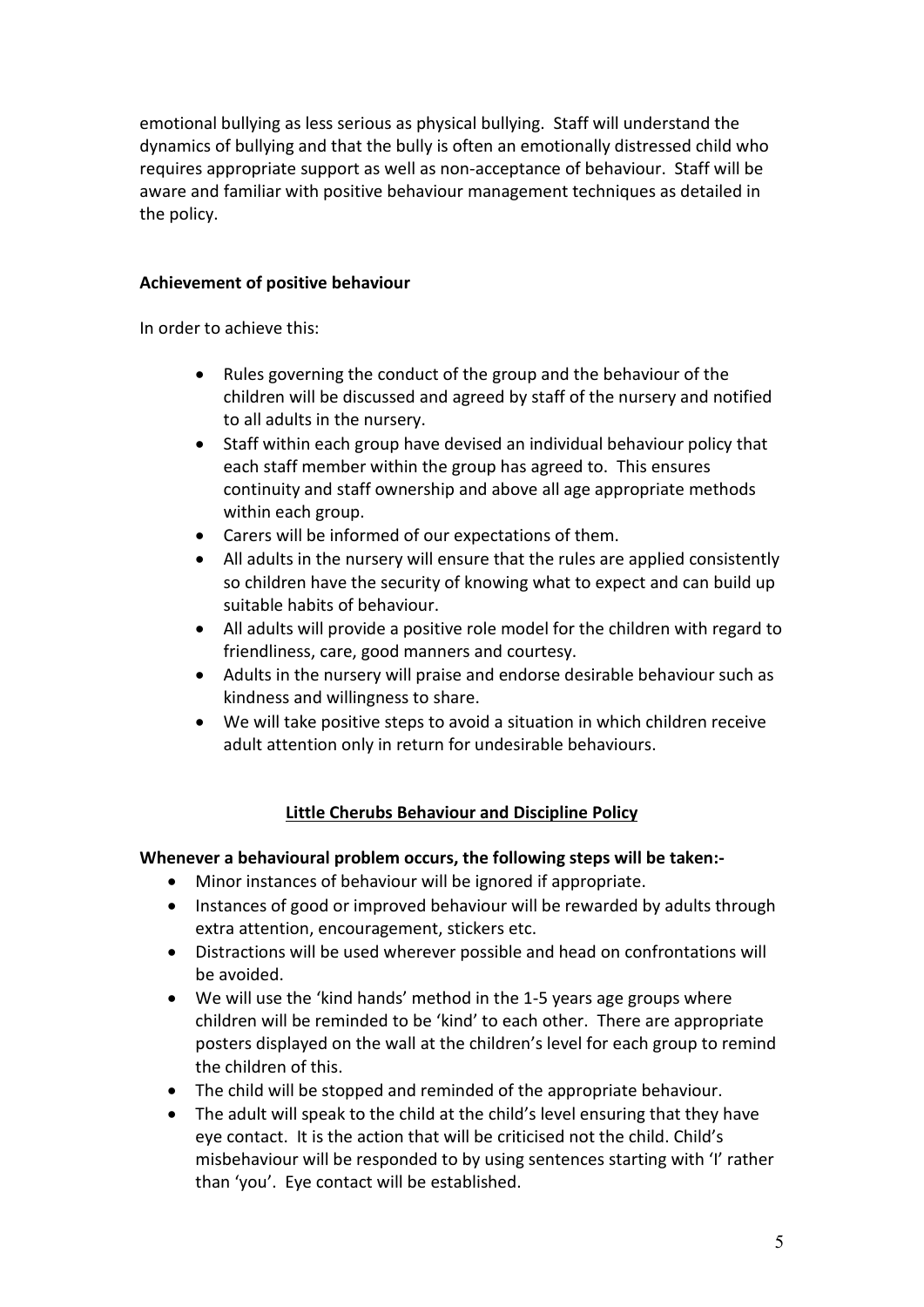emotional bullying as less serious as physical bullying. Staff will understand the dynamics of bullying and that the bully is often an emotionally distressed child who requires appropriate support as well as non-acceptance of behaviour. Staff will be aware and familiar with positive behaviour management techniques as detailed in the policy.

**Achievement of positive behaviour**

In order to achieve this:

- Rules governing the conduct of the group and the behaviour of the children will be discussed and agreed by staff of the nursery and notified to all adults in the nursery.
- Staff within each group have devised an individual behaviour policy that each staff member within the group has agreed to. This ensures continuity and staff ownership and above all age appropriate methods within each group.
- Carers will be informed of our expectations of them.
- All adults in the nursery will ensure that the rules are applied consistently so children have the security of knowing what to expect and can build up suitable habits of behaviour.
- All adults will provide a positive role model for the children with regard to friendliness, care, good manners and courtesy.
- Adults in the nursery will praise and endorse desirable behaviour such as kindness and willingness to share.
- We will take positive steps to avoid a situation in which children receive adult attention only in return for undesirable behaviours.

## Little Cherubs Behaviour and Discipline Policy

**Whenever a behavioural problem occurs, the following steps will be taken:-**

- Minor instances of behaviour will be ignored if appropriate.
- Instances of good or improved behaviour will be rewarded by adults through extra attention, encouragement, stickers etc.
- Distractions will be used wherever possible and head on confrontations will be avoided.
- We will use the 'kind hands' method in the 1-5 years age groups where children will be reminded to be 'kind' to each other. There are appropriate posters displayed on the wall at the children's level for each group to remind the children of this.
- The child will be stopped and reminded of the appropriate behaviour.
- The adult will speak to the child at the child's level ensuring that they have eye contact. It is the action that will be criticised not the child. Child's misbehaviour will be responded to by using sentences starting with 'I' rather than 'you'. Eye contact will be established.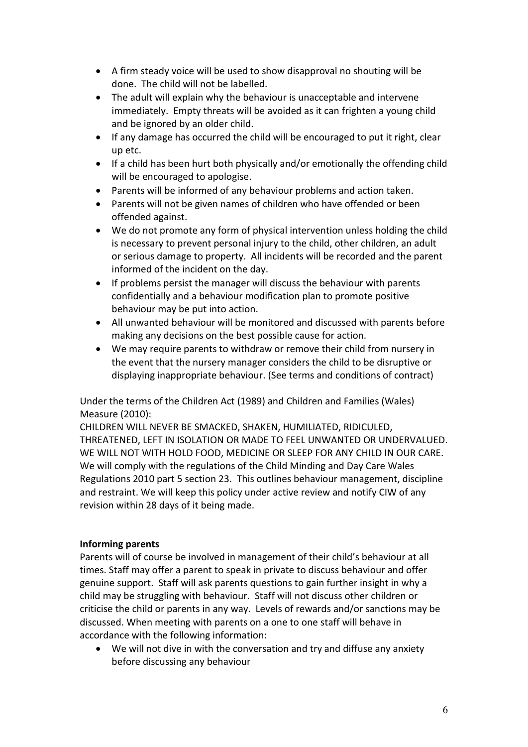- A firm steady voice will be used to show disapproval no shouting will be done. The child will not be labelled.
- The adult will explain why the behaviour is unacceptable and intervene immediately. Empty threats will be avoided as it can frighten a young child and be ignored by an older child.
- If any damage has occurred the child will be encouraged to put it right, clear up etc.
- If a child has been hurt both physically and/or emotionally the offending child will be encouraged to apologise.
- Parents will be informed of any behaviour problems and action taken.
- Parents will not be given names of children who have offended or been offended against.
- We do not promote any form of physical intervention unless holding the child is necessary to prevent personal injury to the child, other children, an adult or serious damage to property. All incidents will be recorded and the parent informed of the incident on the day.
- If problems persist the manager will discuss the behaviour with parents confidentially and a behaviour modification plan to promote positive behaviour may be put into action.
- All unwanted behaviour will be monitored and discussed with parents before making any decisions on the best possible cause for action.
- We may require parents to withdraw or remove their child from nursery in the event that the nursery manager considers the child to be disruptive or displaying inappropriate behaviour. (See terms and conditions of contract)

Under the terms of the Children Act (1989) and Children and Families (Wales) Measure (2010):
CHILDREN WILL NEVER BE SMACKED, SHAKEN, HUMILIATED, RIDICULED, THREATENED, LEFT IN ISOLATION OR MADE TO FEEL UNWANTED OR UNDERVALUED. WE WILL NOT WITH HOLD FOOD, MEDICINE OR SLEEP FOR ANY CHILD IN OUR CARE. We will comply with the regulations of the Child Minding and Day Care Wales Regulations 2010 part 5 section 23. This outlines behaviour management, discipline and restraint. We will keep this policy under active review and notify CIW of any revision within 28 days of it being made.

**Informing parents**
Parents will of course be involved in management of their child's behaviour at all times. Staff may offer a parent to speak in private to discuss behaviour and offer genuine support. Staff will ask parents questions to gain further insight in why a child may be struggling with behaviour. Staff will not discuss other children or criticise the child or parents in any way. Levels of rewards and/or sanctions may be discussed. When meeting with parents on a one to one staff will behave in accordance with the following information:

- We will not dive in with the conversation and try and diffuse any anxiety before discussing any behaviour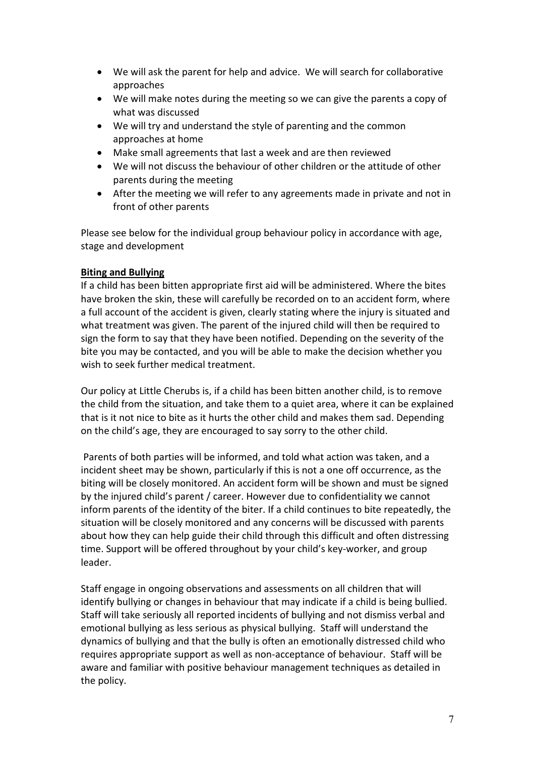- We will ask the parent for help and advice. We will search for collaborative approaches
- We will make notes during the meeting so we can give the parents a copy of what was discussed
- We will try and understand the style of parenting and the common approaches at home
- Make small agreements that last a week and are then reviewed
- We will not discuss the behaviour of other children or the attitude of other parents during the meeting
- After the meeting we will refer to any agreements made in private and not in front of other parents

Please see below for the individual group behaviour policy in accordance with age, stage and development

**Biting and Bullying**

If a child has been bitten appropriate first aid will be administered. Where the bites have broken the skin, these will carefully be recorded on to an accident form, where a full account of the accident is given, clearly stating where the injury is situated and what treatment was given. The parent of the injured child will then be required to sign the form to say that they have been notified. Depending on the severity of the bite you may be contacted, and you will be able to make the decision whether you wish to seek further medical treatment.

Our policy at Little Cherubs is, if a child has been bitten another child, is to remove the child from the situation, and take them to a quiet area, where it can be explained that is it not nice to bite as it hurts the other child and makes them sad. Depending on the child's age, they are encouraged to say sorry to the other child.

Parents of both parties will be informed, and told what action was taken, and a incident sheet may be shown, particularly if this is not a one off occurrence, as the biting will be closely monitored. An accident form will be shown and must be signed by the injured child's parent / career. However due to confidentiality we cannot inform parents of the identity of the biter. If a child continues to bite repeatedly, the situation will be closely monitored and any concerns will be discussed with parents about how they can help guide their child through this difficult and often distressing time. Support will be offered throughout by your child's key-worker, and group leader.

Staff engage in ongoing observations and assessments on all children that will identify bullying or changes in behaviour that may indicate if a child is being bullied. Staff will take seriously all reported incidents of bullying and not dismiss verbal and emotional bullying as less serious as physical bullying. Staff will understand the dynamics of bullying and that the bully is often an emotionally distressed child who requires appropriate support as well as non-acceptance of behaviour. Staff will be aware and familiar with positive behaviour management techniques as detailed in the policy.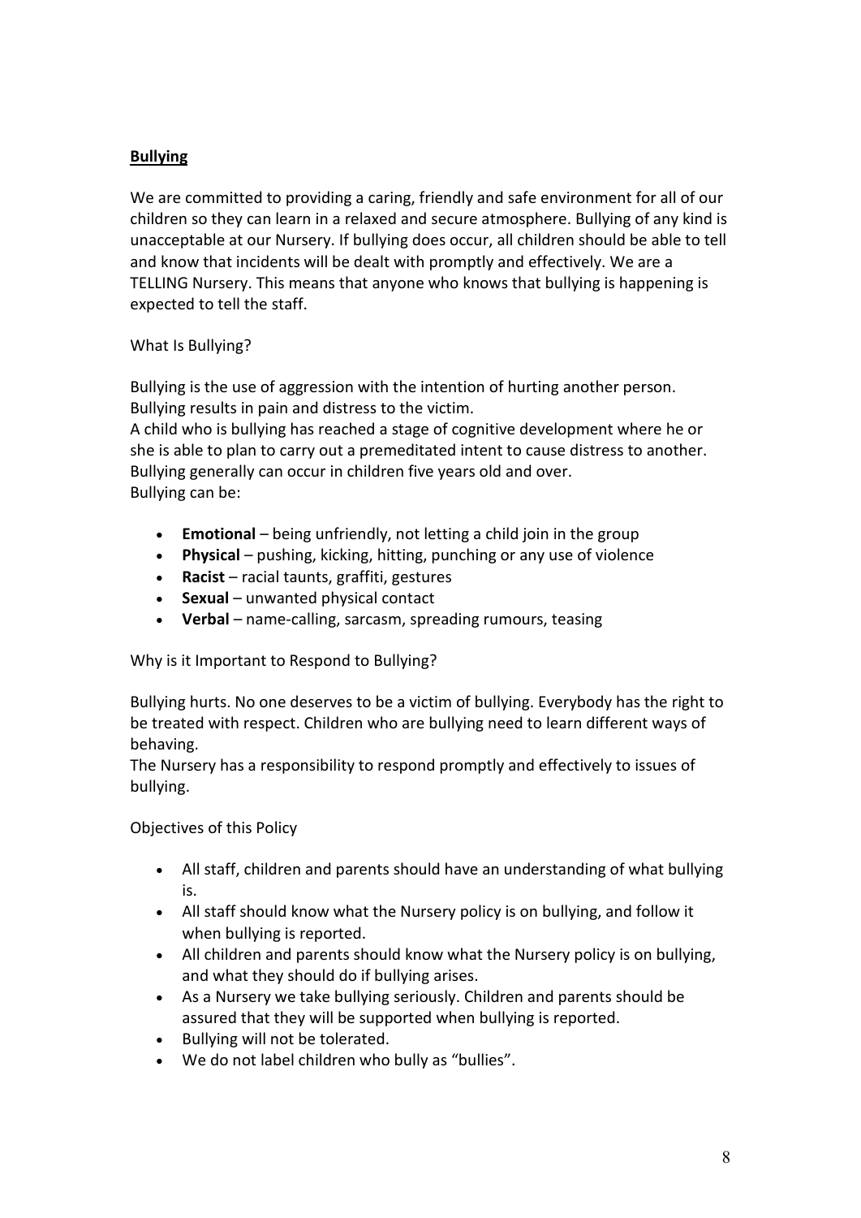## Bullying

We are committed to providing a caring, friendly and safe environment for all of our children so they can learn in a relaxed and secure atmosphere. Bullying of any kind is unacceptable at our Nursery. If bullying does occur, all children should be able to tell and know that incidents will be dealt with promptly and effectively. We are a TELLING Nursery. This means that anyone who knows that bullying is happening is expected to tell the staff.

### What Is Bullying?

Bullying is the use of aggression with the intention of hurting another person. Bullying results in pain and distress to the victim.
A child who is bullying has reached a stage of cognitive development where he or she is able to plan to carry out a premeditated intent to cause distress to another. Bullying generally can occur in children five years old and over.
Bullying can be:

- **Emotional** – being unfriendly, not letting a child join in the group
- **Physical** – pushing, kicking, hitting, punching or any use of violence
- **Racist** – racial taunts, graffiti, gestures
- **Sexual** – unwanted physical contact
- **Verbal** – name-calling, sarcasm, spreading rumours, teasing

### Why is it Important to Respond to Bullying?

Bullying hurts. No one deserves to be a victim of bullying. Everybody has the right to be treated with respect. Children who are bullying need to learn different ways of behaving.
The Nursery has a responsibility to respond promptly and effectively to issues of bullying.

### Objectives of this Policy

- All staff, children and parents should have an understanding of what bullying is.
- All staff should know what the Nursery policy is on bullying, and follow it when bullying is reported.
- All children and parents should know what the Nursery policy is on bullying, and what they should do if bullying arises.
- As a Nursery we take bullying seriously. Children and parents should be assured that they will be supported when bullying is reported.
- Bullying will not be tolerated.
- We do not label children who bully as "bullies".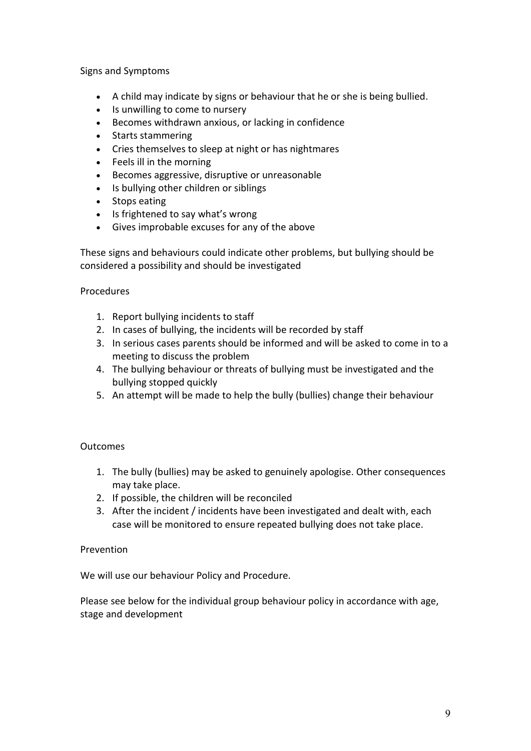## Signs and Symptoms

- A child may indicate by signs or behaviour that he or she is being bullied.
- Is unwilling to come to nursery
- Becomes withdrawn anxious, or lacking in confidence
- Starts stammering
- Cries themselves to sleep at night or has nightmares
- Feels ill in the morning
- Becomes aggressive, disruptive or unreasonable
- Is bullying other children or siblings
- Stops eating
- Is frightened to say what's wrong
- Gives improbable excuses for any of the above

These signs and behaviours could indicate other problems, but bullying should be considered a possibility and should be investigated

## Procedures

1. Report bullying incidents to staff
2. In cases of bullying, the incidents will be recorded by staff
3. In serious cases parents should be informed and will be asked to come in to a meeting to discuss the problem
4. The bullying behaviour or threats of bullying must be investigated and the bullying stopped quickly
5. An attempt will be made to help the bully (bullies) change their behaviour

## Outcomes

1. The bully (bullies) may be asked to genuinely apologise. Other consequences may take place.
2. If possible, the children will be reconciled
3. After the incident / incidents have been investigated and dealt with, each case will be monitored to ensure repeated bullying does not take place.

## Prevention

We will use our behaviour Policy and Procedure.

Please see below for the individual group behaviour policy in accordance with age, stage and development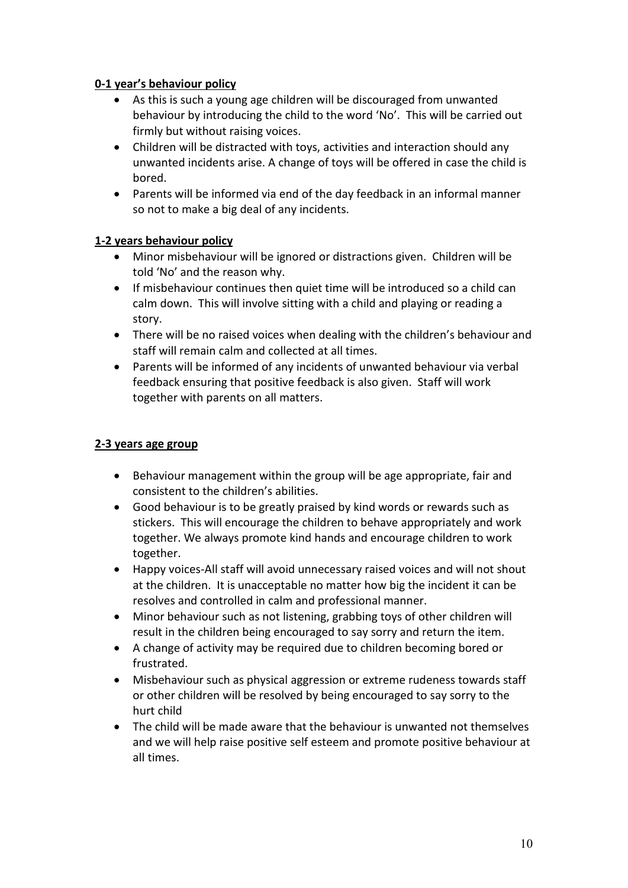**0-1 year's behaviour policy**

- As this is such a young age children will be discouraged from unwanted behaviour by introducing the child to the word 'No'. This will be carried out firmly but without raising voices.
- Children will be distracted with toys, activities and interaction should any unwanted incidents arise. A change of toys will be offered in case the child is bored.
- Parents will be informed via end of the day feedback in an informal manner so not to make a big deal of any incidents.

**1-2 years behaviour policy**

- Minor misbehaviour will be ignored or distractions given. Children will be told 'No' and the reason why.
- If misbehaviour continues then quiet time will be introduced so a child can calm down. This will involve sitting with a child and playing or reading a story.
- There will be no raised voices when dealing with the children's behaviour and staff will remain calm and collected at all times.
- Parents will be informed of any incidents of unwanted behaviour via verbal feedback ensuring that positive feedback is also given. Staff will work together with parents on all matters.

**2-3 years age group**

- Behaviour management within the group will be age appropriate, fair and consistent to the children's abilities.
- Good behaviour is to be greatly praised by kind words or rewards such as stickers. This will encourage the children to behave appropriately and work together. We always promote kind hands and encourage children to work together.
- Happy voices-All staff will avoid unnecessary raised voices and will not shout at the children. It is unacceptable no matter how big the incident it can be resolves and controlled in calm and professional manner.
- Minor behaviour such as not listening, grabbing toys of other children will result in the children being encouraged to say sorry and return the item.
- A change of activity may be required due to children becoming bored or frustrated.
- Misbehaviour such as physical aggression or extreme rudeness towards staff or other children will be resolved by being encouraged to say sorry to the hurt child
- The child will be made aware that the behaviour is unwanted not themselves and we will help raise positive self esteem and promote positive behaviour at all times.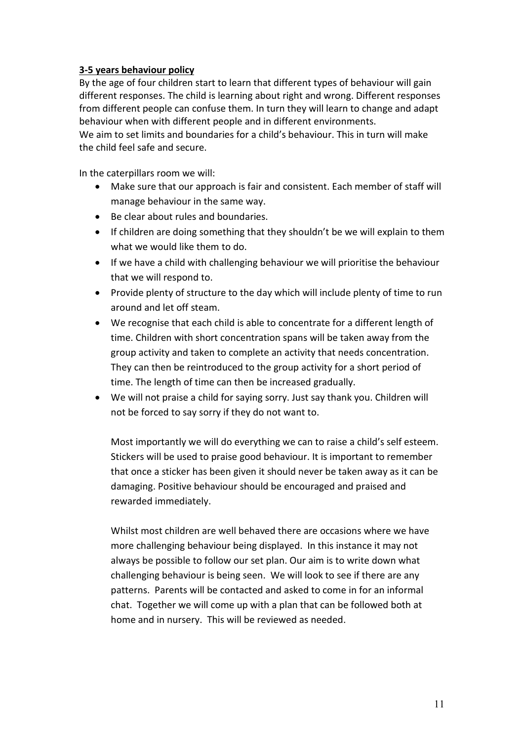**3-5 years behaviour policy**

By the age of four children start to learn that different types of behaviour will gain different responses. The child is learning about right and wrong. Different responses from different people can confuse them. In turn they will learn to change and adapt behaviour when with different people and in different environments.

We aim to set limits and boundaries for a child's behaviour. This in turn will make the child feel safe and secure.

In the caterpillars room we will:

- Make sure that our approach is fair and consistent. Each member of staff will manage behaviour in the same way.
- Be clear about rules and boundaries.
- If children are doing something that they shouldn't be we will explain to them what we would like them to do.
- If we have a child with challenging behaviour we will prioritise the behaviour that we will respond to.
- Provide plenty of structure to the day which will include plenty of time to run around and let off steam.
- We recognise that each child is able to concentrate for a different length of time. Children with short concentration spans will be taken away from the group activity and taken to complete an activity that needs concentration. They can then be reintroduced to the group activity for a short period of time. The length of time can then be increased gradually.
- We will not praise a child for saying sorry. Just say thank you. Children will not be forced to say sorry if they do not want to.

  Most importantly we will do everything we can to raise a child's self esteem. Stickers will be used to praise good behaviour. It is important to remember that once a sticker has been given it should never be taken away as it can be damaging. Positive behaviour should be encouraged and praised and rewarded immediately.

  Whilst most children are well behaved there are occasions where we have more challenging behaviour being displayed. In this instance it may not always be possible to follow our set plan. Our aim is to write down what challenging behaviour is being seen. We will look to see if there are any patterns. Parents will be contacted and asked to come in for an informal chat. Together we will come up with a plan that can be followed both at home and in nursery. This will be reviewed as needed.